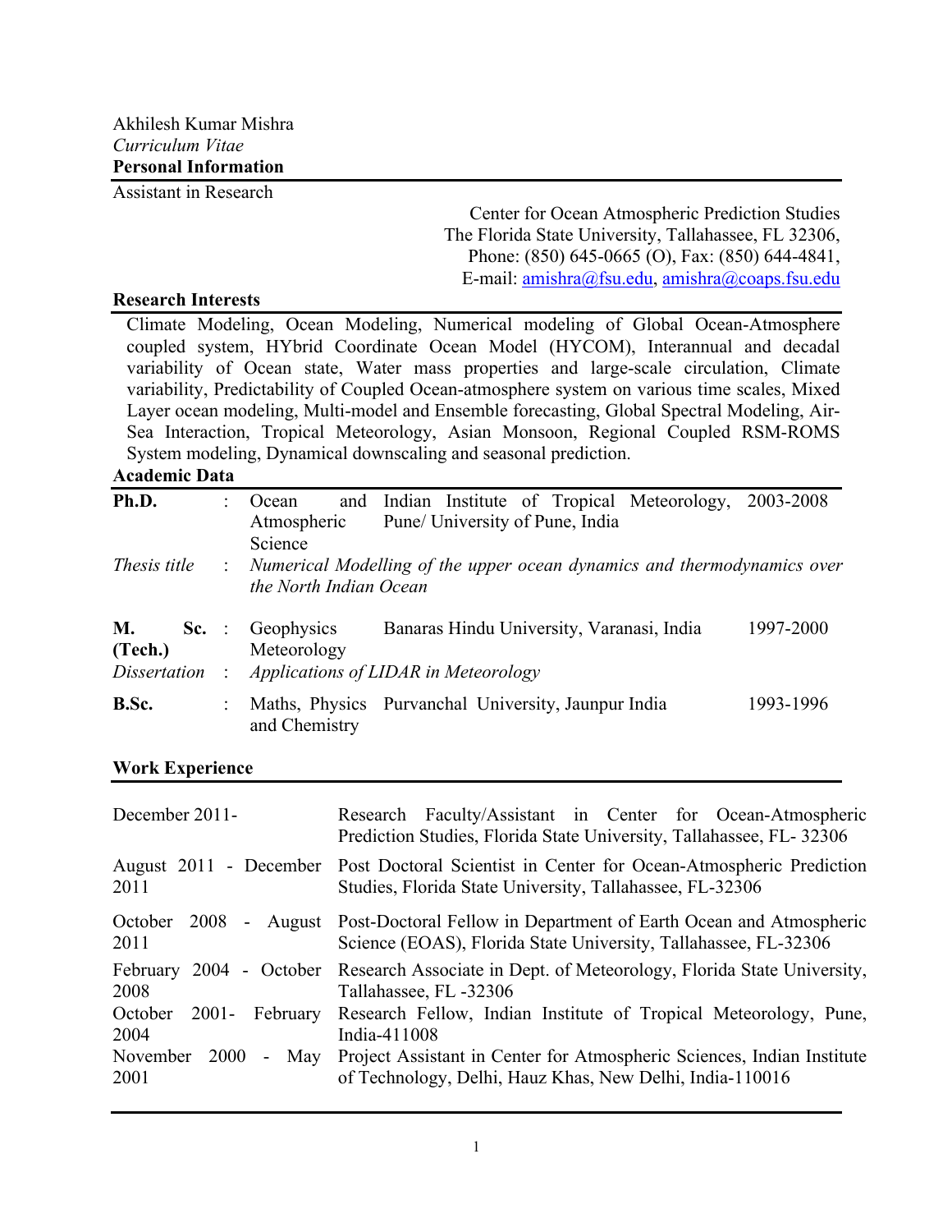Akhilesh Kumar Mishra

*Curriculum Vitae*

## Personal Information

Assistant in Research

Center for Ocean Atmospheric Prediction Studies
The Florida State University, Tallahassee, FL 32306,
Phone: (850) 645-0665 (O), Fax: (850) 644-4841,
E-mail: amishra@fsu.edu, amishra@coaps.fsu.edu

## Research Interests

Climate Modeling, Ocean Modeling, Numerical modeling of Global Ocean-Atmosphere coupled system, HYbrid Coordinate Ocean Model (HYCOM), Interannual and decadal variability of Ocean state, Water mass properties and large-scale circulation, Climate variability, Predictability of Coupled Ocean-atmosphere system on various time scales, Mixed Layer ocean modeling, Multi-model and Ensemble forecasting, Global Spectral Modeling, Air-Sea Interaction, Tropical Meteorology, Asian Monsoon, Regional Coupled RSM-ROMS System modeling, Dynamical downscaling and seasonal prediction.

## Academic Data

| | | | | |
|---|---|---|---|---|
| **Ph.D.** | : | Ocean and Atmospheric Science | Indian Institute of Tropical Meteorology, Pune/ University of Pune, India | 2003-2008 |
| *Thesis title* | : | *Numerical Modelling of the upper ocean dynamics and thermodynamics over the North Indian Ocean* | | |
| **M. Sc. (Tech.)** | : | Geophysics Meteorology | Banaras Hindu University, Varanasi, India | 1997-2000 |
| *Dissertation* | : | *Applications of LIDAR in Meteorology* | | |
| **B.Sc.** | : | Maths, Physics and Chemistry | Purvanchal University, Jaunpur India | 1993-1996 |

## Work Experience

| | |
|---|---|
| December 2011- | Research Faculty/Assistant in Center for Ocean-Atmospheric Prediction Studies, Florida State University, Tallahassee, FL- 32306 |
| August 2011 - December 2011 | Post Doctoral Scientist in Center for Ocean-Atmospheric Prediction Studies, Florida State University, Tallahassee, FL-32306 |
| October 2008 - August 2011 | Post-Doctoral Fellow in Department of Earth Ocean and Atmospheric Science (EOAS), Florida State University, Tallahassee, FL-32306 |
| February 2004 - October 2008 | Research Associate in Dept. of Meteorology, Florida State University, Tallahassee, FL -32306 |
| October 2001- February 2004 | Research Fellow, Indian Institute of Tropical Meteorology, Pune, India-411008 |
| November 2000 - May 2001 | Project Assistant in Center for Atmospheric Sciences, Indian Institute of Technology, Delhi, Hauz Khas, New Delhi, India-110016 |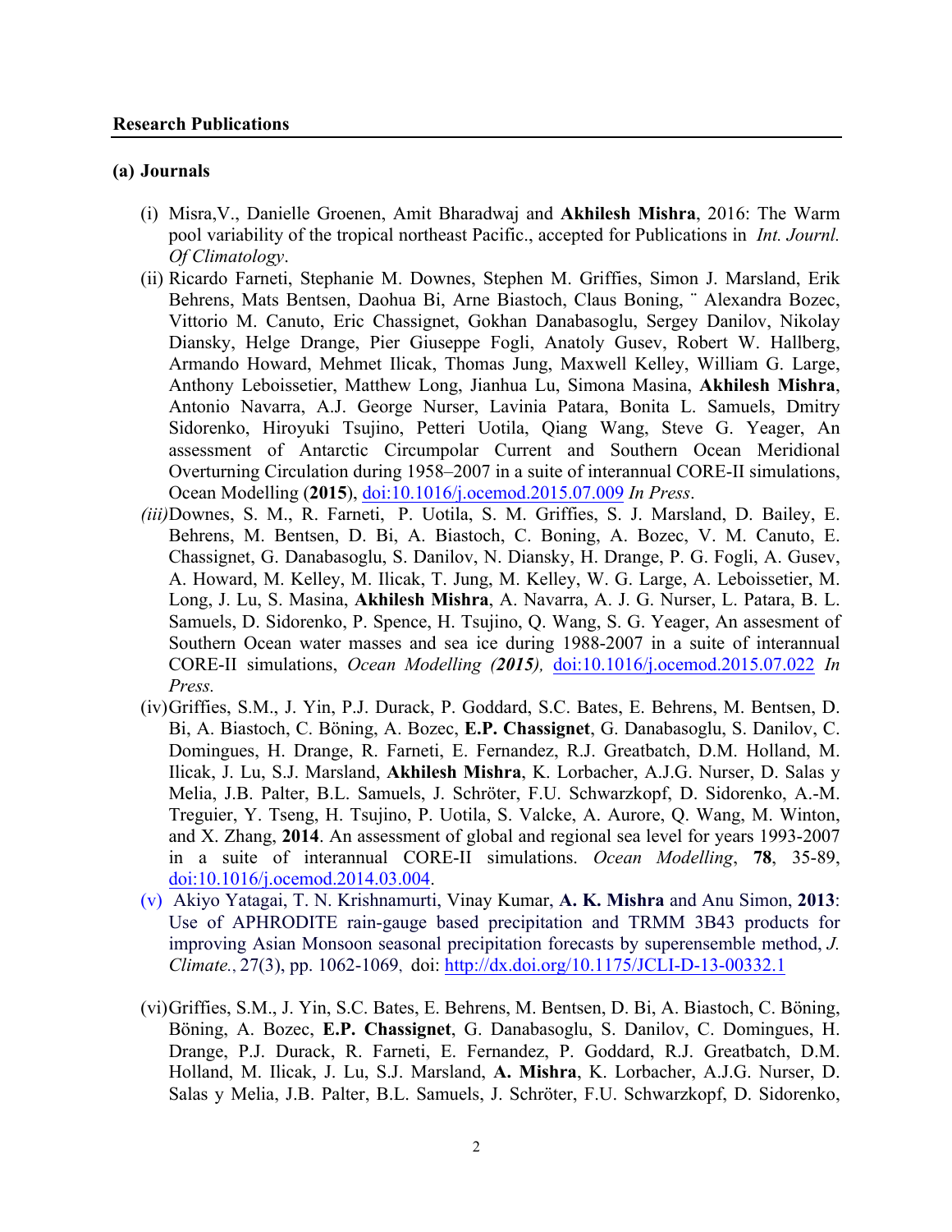## Research Publications

### (a) Journals

(i) Misra,V., Danielle Groenen, Amit Bharadwaj and **Akhilesh Mishra**, 2016: The Warm pool variability of the tropical northeast Pacific., accepted for Publications in *Int. Journl. Of Climatology*.

(ii) Ricardo Farneti, Stephanie M. Downes, Stephen M. Griffies, Simon J. Marsland, Erik Behrens, Mats Bentsen, Daohua Bi, Arne Biastoch, Claus Boning, ¨ Alexandra Bozec, Vittorio M. Canuto, Eric Chassignet, Gokhan Danabasoglu, Sergey Danilov, Nikolay Diansky, Helge Drange, Pier Giuseppe Fogli, Anatoly Gusev, Robert W. Hallberg, Armando Howard, Mehmet Ilicak, Thomas Jung, Maxwell Kelley, William G. Large, Anthony Leboissetier, Matthew Long, Jianhua Lu, Simona Masina, **Akhilesh Mishra**, Antonio Navarra, A.J. George Nurser, Lavinia Patara, Bonita L. Samuels, Dmitry Sidorenko, Hiroyuki Tsujino, Petteri Uotila, Qiang Wang, Steve G. Yeager, An assessment of Antarctic Circumpolar Current and Southern Ocean Meridional Overturning Circulation during 1958–2007 in a suite of interannual CORE-II simulations, Ocean Modelling (**2015**), doi:10.1016/j.ocemod.2015.07.009 *In Press*.

*(iii)* Downes, S. M., R. Farneti, P. Uotila, S. M. Griffies, S. J. Marsland, D. Bailey, E. Behrens, M. Bentsen, D. Bi, A. Biastoch, C. Boning, A. Bozec, V. M. Canuto, E. Chassignet, G. Danabasoglu, S. Danilov, N. Diansky, H. Drange, P. G. Fogli, A. Gusev, A. Howard, M. Kelley, M. Ilicak, T. Jung, M. Kelley, W. G. Large, A. Leboissetier, M. Long, J. Lu, S. Masina, **Akhilesh Mishra**, A. Navarra, A. J. G. Nurser, L. Patara, B. L. Samuels, D. Sidorenko, P. Spence, H. Tsujino, Q. Wang, S. G. Yeager, An assesment of Southern Ocean water masses and sea ice during 1988-2007 in a suite of interannual CORE-II simulations, *Ocean Modelling (**2015**),* doi:10.1016/j.ocemod.2015.07.022 *In Press.*

(iv) Griffies, S.M., J. Yin, P.J. Durack, P. Goddard, S.C. Bates, E. Behrens, M. Bentsen, D. Bi, A. Biastoch, C. Böning, A. Bozec, **E.P. Chassignet**, G. Danabasoglu, S. Danilov, C. Domingues, H. Drange, R. Farneti, E. Fernandez, R.J. Greatbatch, D.M. Holland, M. Ilicak, J. Lu, S.J. Marsland, **Akhilesh Mishra**, K. Lorbacher, A.J.G. Nurser, D. Salas y Melia, J.B. Palter, B.L. Samuels, J. Schröter, F.U. Schwarzkopf, D. Sidorenko, A.-M. Treguier, Y. Tseng, H. Tsujino, P. Uotila, S. Valcke, A. Aurore, Q. Wang, M. Winton, and X. Zhang, **2014**. An assessment of global and regional sea level for years 1993-2007 in a suite of interannual CORE-II simulations. *Ocean Modelling*, **78**, 35-89, doi:10.1016/j.ocemod.2014.03.004.

(v) Akiyo Yatagai, T. N. Krishnamurti, Vinay Kumar, **A. K. Mishra** and Anu Simon, **2013**: Use of APHRODITE rain-gauge based precipitation and TRMM 3B43 products for improving Asian Monsoon seasonal precipitation forecasts by superensemble method, *J. Climate.*, 27(3), pp. 1062-1069, doi: http://dx.doi.org/10.1175/JCLI-D-13-00332.1

(vi) Griffies, S.M., J. Yin, S.C. Bates, E. Behrens, M. Bentsen, D. Bi, A. Biastoch, C. Böning, Böning, A. Bozec, **E.P. Chassignet**, G. Danabasoglu, S. Danilov, C. Domingues, H. Drange, P.J. Durack, R. Farneti, E. Fernandez, P. Goddard, R.J. Greatbatch, D.M. Holland, M. Ilicak, J. Lu, S.J. Marsland, **A. Mishra**, K. Lorbacher, A.J.G. Nurser, D. Salas y Melia, J.B. Palter, B.L. Samuels, J. Schröter, F.U. Schwarzkopf, D. Sidorenko,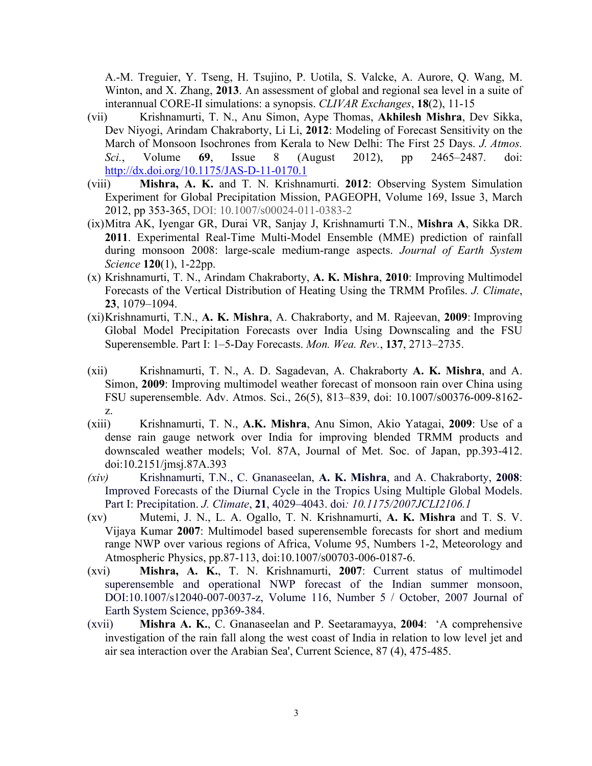A.-M. Treguier, Y. Tseng, H. Tsujino, P. Uotila, S. Valcke, A. Aurore, Q. Wang, M. Winton, and X. Zhang, **2013**. An assessment of global and regional sea level in a suite of interannual CORE-II simulations: a synopsis. *CLIVAR Exchanges*, **18**(2), 11-15

(vii) Krishnamurti, T. N., Anu Simon, Aype Thomas, **Akhilesh Mishra**, Dev Sikka, Dev Niyogi, Arindam Chakraborty, Li Li, **2012**: Modeling of Forecast Sensitivity on the March of Monsoon Isochrones from Kerala to New Delhi: The First 25 Days. *J. Atmos. Sci.*, Volume **69**, Issue 8 (August 2012), pp 2465–2487. doi: http://dx.doi.org/10.1175/JAS-D-11-0170.1

(viii) **Mishra, A. K.** and T. N. Krishnamurti. **2012**: Observing System Simulation Experiment for Global Precipitation Mission, PAGEOPH, Volume 169, Issue 3, March 2012, pp 353-365, DOI: 10.1007/s00024-011-0383-2

(ix) Mitra AK, Iyengar GR, Durai VR, Sanjay J, Krishnamurti T.N., **Mishra A**, Sikka DR. **2011**. Experimental Real-Time Multi-Model Ensemble (MME) prediction of rainfall during monsoon 2008: large-scale medium-range aspects. *Journal of Earth System Science* **120**(1), 1-22pp.

(x) Krishnamurti, T. N., Arindam Chakraborty, **A. K. Mishra**, **2010**: Improving Multimodel Forecasts of the Vertical Distribution of Heating Using the TRMM Profiles. *J. Climate*, **23**, 1079–1094.

(xi) Krishnamurti, T.N., **A. K. Mishra**, A. Chakraborty, and M. Rajeevan, **2009**: Improving Global Model Precipitation Forecasts over India Using Downscaling and the FSU Superensemble. Part I: 1–5-Day Forecasts. *Mon. Wea. Rev.*, **137**, 2713–2735.

(xii) Krishnamurti, T. N., A. D. Sagadevan, A. Chakraborty **A. K. Mishra**, and A. Simon, **2009**: Improving multimodel weather forecast of monsoon rain over China using FSU superensemble. Adv. Atmos. Sci., 26(5), 813–839, doi: 10.1007/s00376-009-8162-z.

(xiii) Krishnamurti, T. N., **A.K. Mishra**, Anu Simon, Akio Yatagai, **2009**: Use of a dense rain gauge network over India for improving blended TRMM products and downscaled weather models; Vol. 87A, Journal of Met. Soc. of Japan, pp.393-412. doi:10.2151/jmsj.87A.393

*(xiv)* Krishnamurti, T.N., C. Gnanaseelan, **A. K. Mishra**, and A. Chakraborty, **2008**: Improved Forecasts of the Diurnal Cycle in the Tropics Using Multiple Global Models. Part I: Precipitation. *J. Climate*, **21**, 4029–4043. doi*: 10.1175/2007JCLI2106.1*

(xv) Mutemi, J. N., L. A. Ogallo, T. N. Krishnamurti, **A. K. Mishra** and T. S. V. Vijaya Kumar **2007**: Multimodel based superensemble forecasts for short and medium range NWP over various regions of Africa, Volume 95, Numbers 1-2, Meteorology and Atmospheric Physics, pp.87-113, doi:10.1007/s00703-006-0187-6.

(xvi) **Mishra, A. K.**, T. N. Krishnamurti, **2007**: Current status of multimodel superensemble and operational NWP forecast of the Indian summer monsoon, DOI:10.1007/s12040-007-0037-z, Volume 116, Number 5 / October, 2007 Journal of Earth System Science, pp369-384.

(xvii) **Mishra A. K.**, C. Gnanaseelan and P. Seetaramayya, **2004**: 'A comprehensive investigation of the rain fall along the west coast of India in relation to low level jet and air sea interaction over the Arabian Sea', Current Science, 87 (4), 475-485.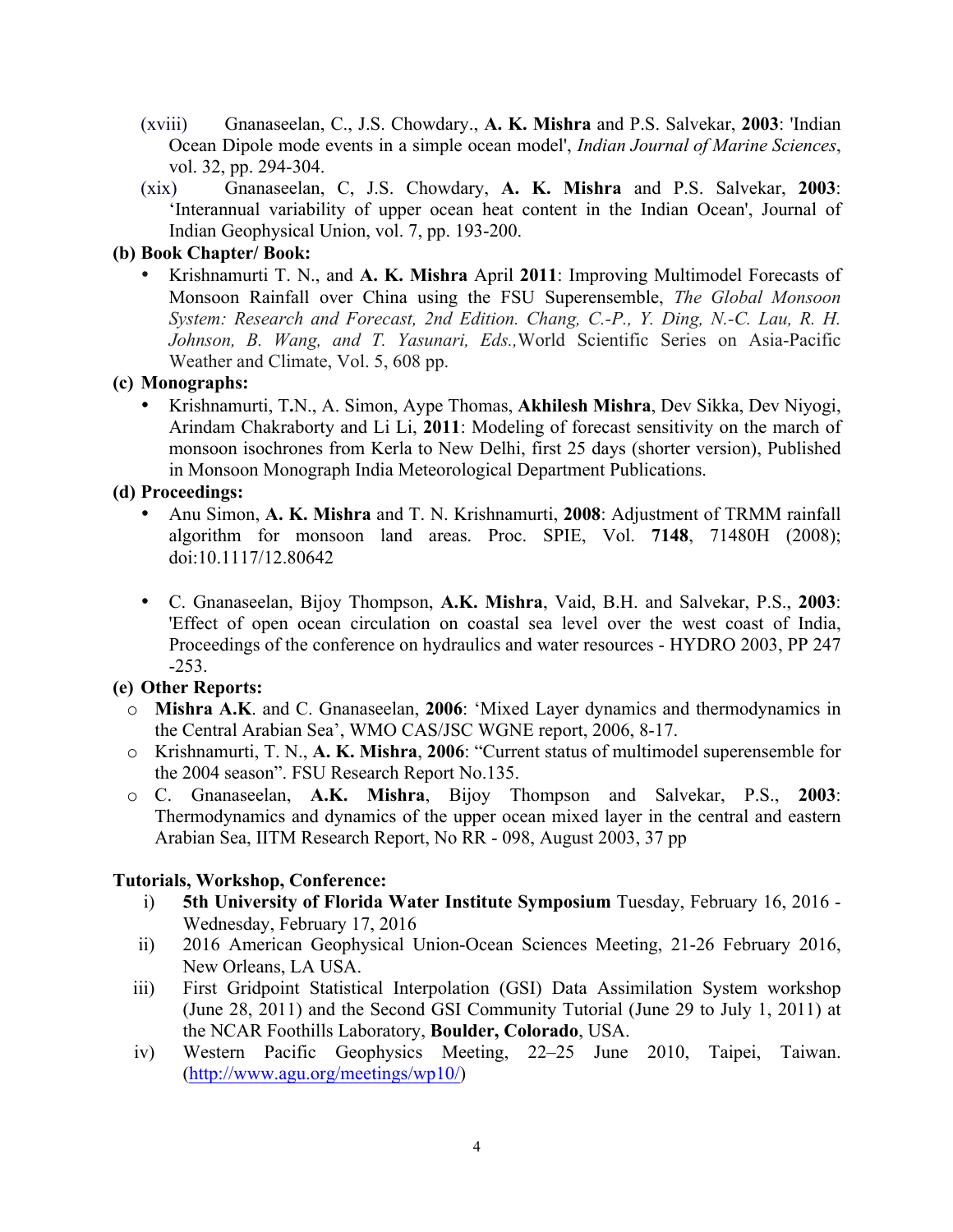(xviii) Gnanaseelan, C., J.S. Chowdary., **A. K. Mishra** and P.S. Salvekar, **2003**: 'Indian Ocean Dipole mode events in a simple ocean model', *Indian Journal of Marine Sciences*, vol. 32, pp. 294-304.

(xix) Gnanaseelan, C, J.S. Chowdary, **A. K. Mishra** and P.S. Salvekar, **2003**: 'Interannual variability of upper ocean heat content in the Indian Ocean', Journal of Indian Geophysical Union, vol. 7, pp. 193-200.

**(b) Book Chapter/ Book:**

- Krishnamurti T. N., and **A. K. Mishra** April **2011**: Improving Multimodel Forecasts of Monsoon Rainfall over China using the FSU Superensemble, *The Global Monsoon System: Research and Forecast, 2nd Edition. Chang, C.-P., Y. Ding, N.-C. Lau, R. H. Johnson, B. Wang, and T. Yasunari, Eds.,*World Scientific Series on Asia-Pacific Weather and Climate, Vol. 5, 608 pp.

**(c) Monographs:**

- Krishnamurti, T.N., A. Simon, Aype Thomas, **Akhilesh Mishra**, Dev Sikka, Dev Niyogi, Arindam Chakraborty and Li Li, **2011**: Modeling of forecast sensitivity on the march of monsoon isochrones from Kerla to New Delhi, first 25 days (shorter version), Published in Monsoon Monograph India Meteorological Department Publications.

**(d) Proceedings:**

- Anu Simon, **A. K. Mishra** and T. N. Krishnamurti, **2008**: Adjustment of TRMM rainfall algorithm for monsoon land areas. Proc. SPIE, Vol. **7148**, 71480H (2008); doi:10.1117/12.80642

- C. Gnanaseelan, Bijoy Thompson, **A.K. Mishra**, Vaid, B.H. and Salvekar, P.S., **2003**: 'Effect of open ocean circulation on coastal sea level over the west coast of India, Proceedings of the conference on hydraulics and water resources - HYDRO 2003, PP 247 -253.

**(e) Other Reports:**

- **Mishra A.K**. and C. Gnanaseelan, **2006**: 'Mixed Layer dynamics and thermodynamics in the Central Arabian Sea', WMO CAS/JSC WGNE report, 2006, 8-17.
- Krishnamurti, T. N., **A. K. Mishra**, **2006**: "Current status of multimodel superensemble for the 2004 season". FSU Research Report No.135.
- C. Gnanaseelan, **A.K. Mishra**, Bijoy Thompson and Salvekar, P.S., **2003**: Thermodynamics and dynamics of the upper ocean mixed layer in the central and eastern Arabian Sea, IITM Research Report, No RR - 098, August 2003, 37 pp

**Tutorials, Workshop, Conference:**

i) **5th University of Florida Water Institute Symposium** Tuesday, February 16, 2016 - Wednesday, February 17, 2016

ii) 2016 American Geophysical Union-Ocean Sciences Meeting, 21-26 February 2016, New Orleans, LA USA.

iii) First Gridpoint Statistical Interpolation (GSI) Data Assimilation System workshop (June 28, 2011) and the Second GSI Community Tutorial (June 29 to July 1, 2011) at the NCAR Foothills Laboratory, **Boulder, Colorado**, USA.

iv) Western Pacific Geophysics Meeting, 22–25 June 2010, Taipei, Taiwan. (http://www.agu.org/meetings/wp10/)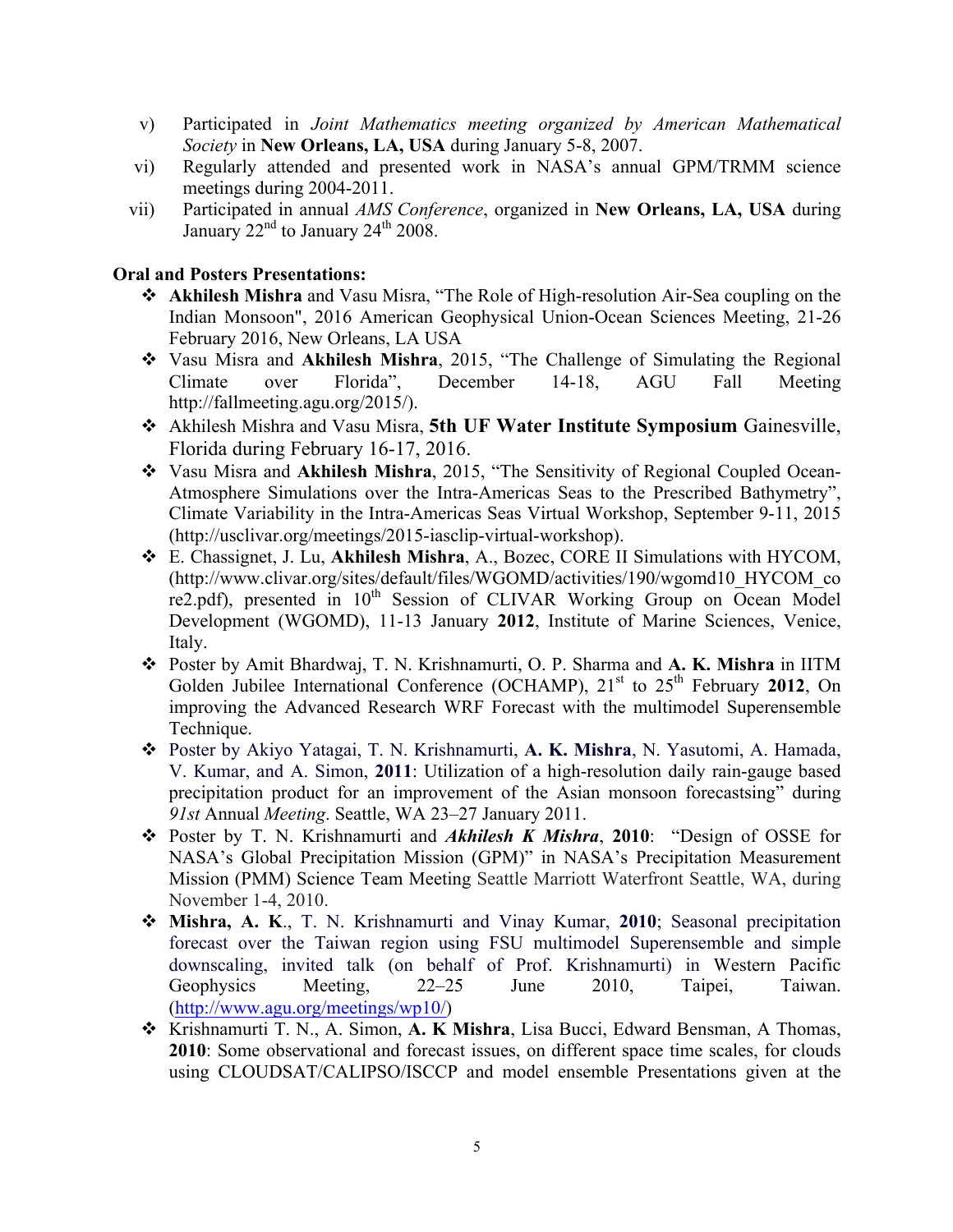v) Participated in *Joint Mathematics meeting organized by American Mathematical Society* in **New Orleans, LA, USA** during January 5-8, 2007.

vi) Regularly attended and presented work in NASA's annual GPM/TRMM science meetings during 2004-2011.

vii) Participated in annual *AMS Conference*, organized in **New Orleans, LA, USA** during January 22nd to January 24th 2008.

**Oral and Posters Presentations:**

- **Akhilesh Mishra** and Vasu Misra, "The Role of High-resolution Air-Sea coupling on the Indian Monsoon", 2016 American Geophysical Union-Ocean Sciences Meeting, 21-26 February 2016, New Orleans, LA USA
- Vasu Misra and **Akhilesh Mishra**, 2015, "The Challenge of Simulating the Regional Climate over Florida", December 14-18, AGU Fall Meeting http://fallmeeting.agu.org/2015/).
- Akhilesh Mishra and Vasu Misra, **5th UF Water Institute Symposium** Gainesville, Florida during February 16-17, 2016.
- Vasu Misra and **Akhilesh Mishra**, 2015, "The Sensitivity of Regional Coupled Ocean-Atmosphere Simulations over the Intra-Americas Seas to the Prescribed Bathymetry", Climate Variability in the Intra-Americas Seas Virtual Workshop, September 9-11, 2015 (http://usclivar.org/meetings/2015-iasclip-virtual-workshop).
- E. Chassignet, J. Lu, **Akhilesh Mishra**, A., Bozec, CORE II Simulations with HYCOM, (http://www.clivar.org/sites/default/files/WGOMD/activities/190/wgomd10_HYCOM_core2.pdf), presented in 10th Session of CLIVAR Working Group on Ocean Model Development (WGOMD), 11-13 January **2012**, Institute of Marine Sciences, Venice, Italy.
- Poster by Amit Bhardwaj, T. N. Krishnamurti, O. P. Sharma and **A. K. Mishra** in IITM Golden Jubilee International Conference (OCHAMP), 21st to 25th February **2012**, On improving the Advanced Research WRF Forecast with the multimodel Superensemble Technique.
- Poster by Akiyo Yatagai, T. N. Krishnamurti, **A. K. Mishra**, N. Yasutomi, A. Hamada, V. Kumar, and A. Simon, **2011**: Utilization of a high-resolution daily rain-gauge based precipitation product for an improvement of the Asian monsoon forecastsing" during *91st* Annual *Meeting*. Seattle, WA 23–27 January 2011.
- Poster by T. N. Krishnamurti and ***Akhilesh K Mishra***, **2010**: "Design of OSSE for NASA's Global Precipitation Mission (GPM)" in NASA's Precipitation Measurement Mission (PMM) Science Team Meeting Seattle Marriott Waterfront Seattle, WA, during November 1-4, 2010.
- **Mishra, A. K.**, T. N. Krishnamurti and Vinay Kumar, **2010**; Seasonal precipitation forecast over the Taiwan region using FSU multimodel Superensemble and simple downscaling, invited talk (on behalf of Prof. Krishnamurti) in Western Pacific Geophysics Meeting, 22–25 June 2010, Taipei, Taiwan. (http://www.agu.org/meetings/wp10/)
- Krishnamurti T. N., A. Simon, **A. K Mishra**, Lisa Bucci, Edward Bensman, A Thomas, **2010**: Some observational and forecast issues, on different space time scales, for clouds using CLOUDSAT/CALIPSO/ISCCP and model ensemble Presentations given at the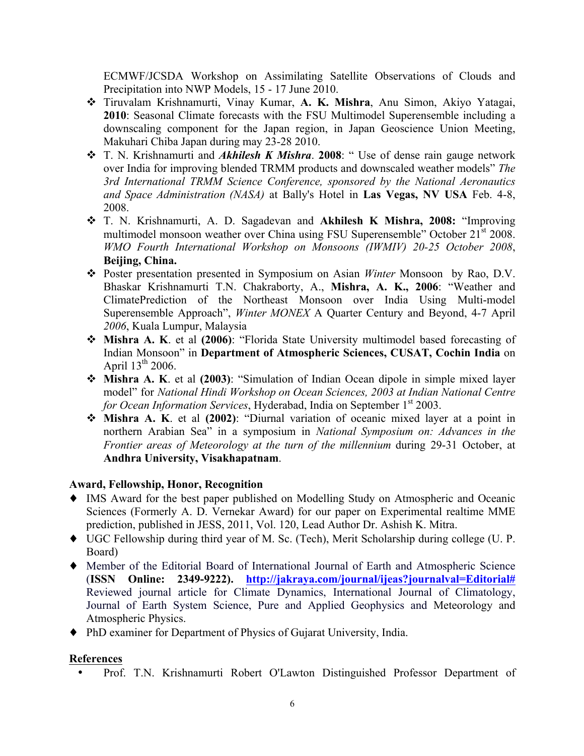ECMWF/JCSDA Workshop on Assimilating Satellite Observations of Clouds and Precipitation into NWP Models, 15 - 17 June 2010.

- Tiruvalam Krishnamurti, Vinay Kumar, **A. K. Mishra**, Anu Simon, Akiyo Yatagai, **2010**: Seasonal Climate forecasts with the FSU Multimodel Superensemble including a downscaling component for the Japan region, in Japan Geoscience Union Meeting, Makuhari Chiba Japan during may 23-28 2010.
- T. N. Krishnamurti and ***Akhilesh K Mishra***. **2008**: " Use of dense rain gauge network over India for improving blended TRMM products and downscaled weather models" *The 3rd International TRMM Science Conference, sponsored by the National Aeronautics and Space Administration (NASA)* at Bally's Hotel in **Las Vegas, NV USA** Feb. 4-8, 2008.
- T. N. Krishnamurti, A. D. Sagadevan and **Akhilesh K Mishra, 2008:** "Improving multimodel monsoon weather over China using FSU Superensemble" October 21st 2008. *WMO Fourth International Workshop on Monsoons (IWMIV) 20-25 October 2008*, **Beijing, China.**
- Poster presentation presented in Symposium on Asian *Winter* Monsoon by Rao, D.V. Bhaskar Krishnamurti T.N. Chakraborty, A., **Mishra, A. K., 2006**: "Weather and ClimatePrediction of the Northeast Monsoon over India Using Multi-model Superensemble Approach", *Winter MONEX* A Quarter Century and Beyond, 4-7 April *2006*, Kuala Lumpur, Malaysia
- **Mishra A. K**. et al **(2006)**: "Florida State University multimodel based forecasting of Indian Monsoon" in **Department of Atmospheric Sciences, CUSAT, Cochin India** on April 13th 2006.
- **Mishra A. K**. et al **(2003)**: "Simulation of Indian Ocean dipole in simple mixed layer model" for *National Hindi Workshop on Ocean Sciences, 2003 at Indian National Centre for Ocean Information Services*, Hyderabad, India on September 1st 2003.
- **Mishra A. K**. et al **(2002)**: "Diurnal variation of oceanic mixed layer at a point in northern Arabian Sea" in a symposium in *National Symposium on: Advances in the Frontier areas of Meteorology at the turn of the millennium* during 29-31 October, at **Andhra University, Visakhapatnam**.

**Award, Fellowship, Honor, Recognition**

- IMS Award for the best paper published on Modelling Study on Atmospheric and Oceanic Sciences (Formerly A. D. Vernekar Award) for our paper on Experimental realtime MME prediction, published in JESS, 2011, Vol. 120, Lead Author Dr. Ashish K. Mitra.
- UGC Fellowship during third year of M. Sc. (Tech), Merit Scholarship during college (U. P. Board)
- Member of the Editorial Board of International Journal of Earth and Atmospheric Science (**ISSN Online: 2349-9222). http://jakraya.com/journal/ijeas?journalval=Editorial#** Reviewed journal article for Climate Dynamics, International Journal of Climatology, Journal of Earth System Science, Pure and Applied Geophysics and Meteorology and Atmospheric Physics.
- PhD examiner for Department of Physics of Gujarat University, India.

**References**

- Prof. T.N. Krishnamurti Robert O'Lawton Distinguished Professor Department of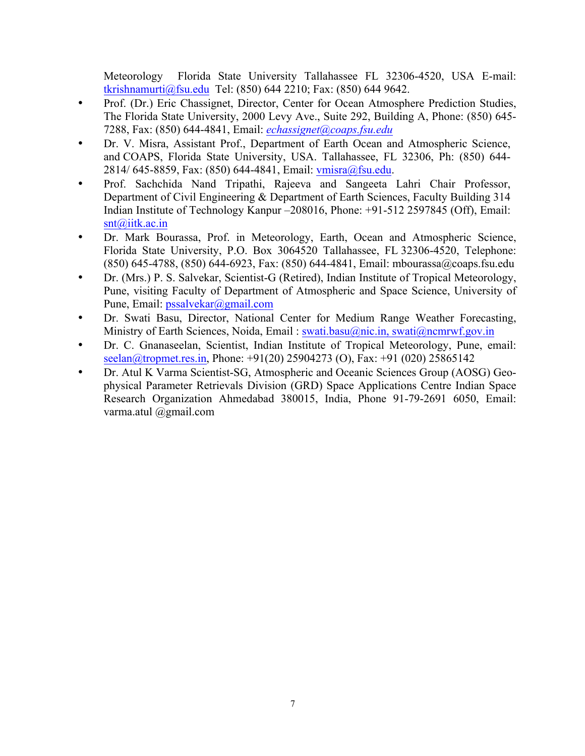Meteorology Florida State University Tallahassee FL 32306-4520, USA E-mail: tkrishnamurti@fsu.edu Tel: (850) 644 2210; Fax: (850) 644 9642.

- Prof. (Dr.) Eric Chassignet, Director, Center for Ocean Atmosphere Prediction Studies, The Florida State University, 2000 Levy Ave., Suite 292, Building A, Phone: (850) 645-7288, Fax: (850) 644-4841, Email: *echassignet@coaps.fsu.edu*
- Dr. V. Misra, Assistant Prof., Department of Earth Ocean and Atmospheric Science, and COAPS, Florida State University, USA. Tallahassee, FL 32306, Ph: (850) 644-2814/ 645-8859, Fax: (850) 644-4841, Email: vmisra@fsu.edu.
- Prof. Sachchida Nand Tripathi, Rajeeva and Sangeeta Lahri Chair Professor, Department of Civil Engineering & Department of Earth Sciences, Faculty Building 314 Indian Institute of Technology Kanpur –208016, Phone: +91-512 2597845 (Off), Email: snt@iitk.ac.in
- Dr. Mark Bourassa, Prof. in Meteorology, Earth, Ocean and Atmospheric Science, Florida State University, P.O. Box 3064520 Tallahassee, FL 32306-4520, Telephone: (850) 645-4788, (850) 644-6923, Fax: (850) 644-4841, Email: mbourassa@coaps.fsu.edu
- Dr. (Mrs.) P. S. Salvekar, Scientist-G (Retired), Indian Institute of Tropical Meteorology, Pune, visiting Faculty of Department of Atmospheric and Space Science, University of Pune, Email: pssalvekar@gmail.com
- Dr. Swati Basu, Director, National Center for Medium Range Weather Forecasting, Ministry of Earth Sciences, Noida, Email : swati.basu@nic.in, swati@ncmrwf.gov.in
- Dr. C. Gnanaseelan, Scientist, Indian Institute of Tropical Meteorology, Pune, email: seelan@tropmet.res.in, Phone: +91(20) 25904273 (O), Fax: +91 (020) 25865142
- Dr. Atul K Varma Scientist-SG, Atmospheric and Oceanic Sciences Group (AOSG) Geo-physical Parameter Retrievals Division (GRD) Space Applications Centre Indian Space Research Organization Ahmedabad 380015, India, Phone 91-79-2691 6050, Email: varma.atul @gmail.com